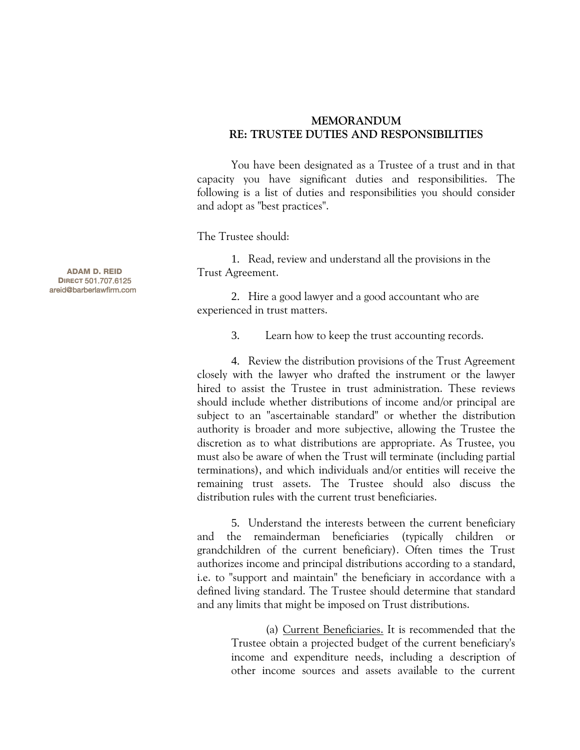**ADAM D. REID**
**DIRECT** 501.707.6125
areid@barberlawfirm.com

# MEMORANDUM
## RE: TRUSTEE DUTIES AND RESPONSIBILITIES

You have been designated as a Trustee of a trust and in that capacity you have significant duties and responsibilities. The following is a list of duties and responsibilities you should consider and adopt as "best practices".

The Trustee should:

1. Read, review and understand all the provisions in the Trust Agreement.

2. Hire a good lawyer and a good accountant who are experienced in trust matters.

3. Learn how to keep the trust accounting records.

4. Review the distribution provisions of the Trust Agreement closely with the lawyer who drafted the instrument or the lawyer hired to assist the Trustee in trust administration. These reviews should include whether distributions of income and/or principal are subject to an "ascertainable standard" or whether the distribution authority is broader and more subjective, allowing the Trustee the discretion as to what distributions are appropriate. As Trustee, you must also be aware of when the Trust will terminate (including partial terminations), and which individuals and/or entities will receive the remaining trust assets. The Trustee should also discuss the distribution rules with the current trust beneficiaries.

5. Understand the interests between the current beneficiary and the remainderman beneficiaries (typically children or grandchildren of the current beneficiary). Often times the Trust authorizes income and principal distributions according to a standard, i.e. to "support and maintain" the beneficiary in accordance with a defined living standard. The Trustee should determine that standard and any limits that might be imposed on Trust distributions.

   (a) <u>Current Beneficiaries.</u> It is recommended that the Trustee obtain a projected budget of the current beneficiary's income and expenditure needs, including a description of other income sources and assets available to the current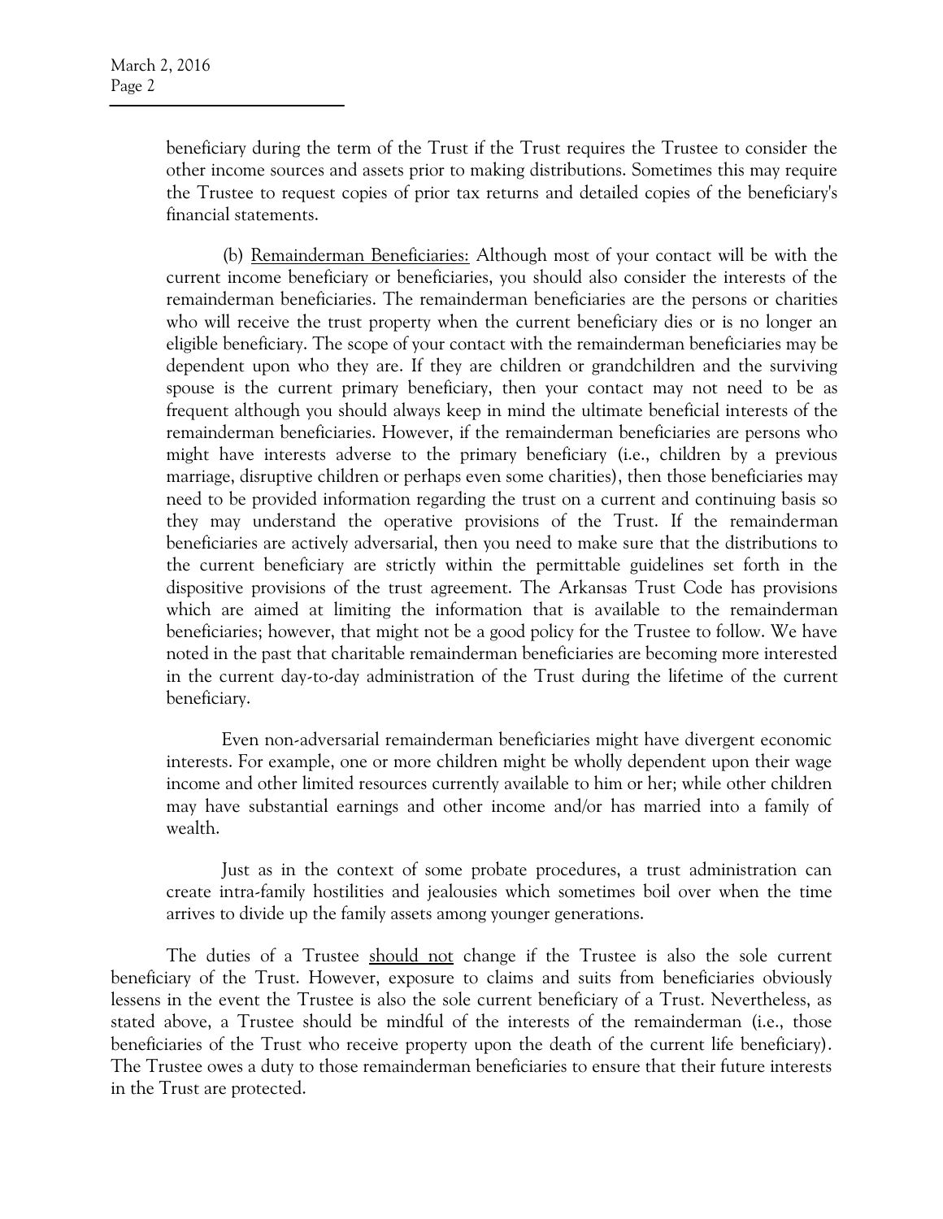beneficiary during the term of the Trust if the Trust requires the Trustee to consider the other income sources and assets prior to making distributions. Sometimes this may require the Trustee to request copies of prior tax returns and detailed copies of the beneficiary's financial statements.

(b) Remainderman Beneficiaries: Although most of your contact will be with the current income beneficiary or beneficiaries, you should also consider the interests of the remainderman beneficiaries. The remainderman beneficiaries are the persons or charities who will receive the trust property when the current beneficiary dies or is no longer an eligible beneficiary. The scope of your contact with the remainderman beneficiaries may be dependent upon who they are. If they are children or grandchildren and the surviving spouse is the current primary beneficiary, then your contact may not need to be as frequent although you should always keep in mind the ultimate beneficial interests of the remainderman beneficiaries. However, if the remainderman beneficiaries are persons who might have interests adverse to the primary beneficiary (i.e., children by a previous marriage, disruptive children or perhaps even some charities), then those beneficiaries may need to be provided information regarding the trust on a current and continuing basis so they may understand the operative provisions of the Trust. If the remainderman beneficiaries are actively adversarial, then you need to make sure that the distributions to the current beneficiary are strictly within the permittable guidelines set forth in the dispositive provisions of the trust agreement. The Arkansas Trust Code has provisions which are aimed at limiting the information that is available to the remainderman beneficiaries; however, that might not be a good policy for the Trustee to follow. We have noted in the past that charitable remainderman beneficiaries are becoming more interested in the current day-to-day administration of the Trust during the lifetime of the current beneficiary.

Even non-adversarial remainderman beneficiaries might have divergent economic interests. For example, one or more children might be wholly dependent upon their wage income and other limited resources currently available to him or her; while other children may have substantial earnings and other income and/or has married into a family of wealth.

Just as in the context of some probate procedures, a trust administration can create intra-family hostilities and jealousies which sometimes boil over when the time arrives to divide up the family assets among younger generations.

The duties of a Trustee should not change if the Trustee is also the sole current beneficiary of the Trust. However, exposure to claims and suits from beneficiaries obviously lessens in the event the Trustee is also the sole current beneficiary of a Trust. Nevertheless, as stated above, a Trustee should be mindful of the interests of the remainderman (i.e., those beneficiaries of the Trust who receive property upon the death of the current life beneficiary). The Trustee owes a duty to those remainderman beneficiaries to ensure that their future interests in the Trust are protected.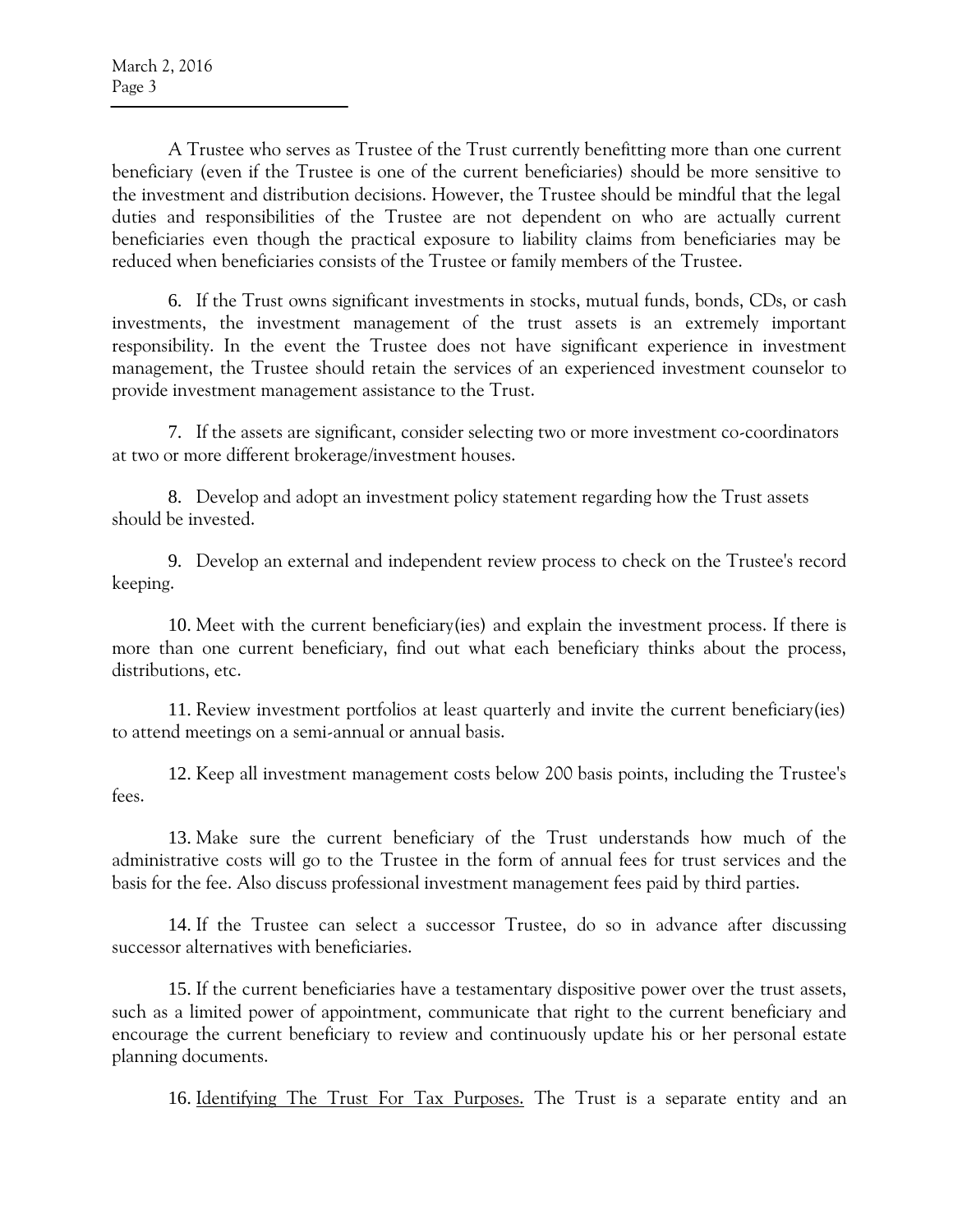A Trustee who serves as Trustee of the Trust currently benefitting more than one current beneficiary (even if the Trustee is one of the current beneficiaries) should be more sensitive to the investment and distribution decisions. However, the Trustee should be mindful that the legal duties and responsibilities of the Trustee are not dependent on who are actually current beneficiaries even though the practical exposure to liability claims from beneficiaries may be reduced when beneficiaries consists of the Trustee or family members of the Trustee.

6. If the Trust owns significant investments in stocks, mutual funds, bonds, CDs, or cash investments, the investment management of the trust assets is an extremely important responsibility. In the event the Trustee does not have significant experience in investment management, the Trustee should retain the services of an experienced investment counselor to provide investment management assistance to the Trust.

7. If the assets are significant, consider selecting two or more investment co-coordinators at two or more different brokerage/investment houses.

8. Develop and adopt an investment policy statement regarding how the Trust assets should be invested.

9. Develop an external and independent review process to check on the Trustee's record keeping.

10. Meet with the current beneficiary(ies) and explain the investment process. If there is more than one current beneficiary, find out what each beneficiary thinks about the process, distributions, etc.

11. Review investment portfolios at least quarterly and invite the current beneficiary(ies) to attend meetings on a semi-annual or annual basis.

12. Keep all investment management costs below 200 basis points, including the Trustee's fees.

13. Make sure the current beneficiary of the Trust understands how much of the administrative costs will go to the Trustee in the form of annual fees for trust services and the basis for the fee. Also discuss professional investment management fees paid by third parties.

14. If the Trustee can select a successor Trustee, do so in advance after discussing successor alternatives with beneficiaries.

15. If the current beneficiaries have a testamentary dispositive power over the trust assets, such as a limited power of appointment, communicate that right to the current beneficiary and encourage the current beneficiary to review and continuously update his or her personal estate planning documents.

16. <u>Identifying The Trust For Tax Purposes.</u> The Trust is a separate entity and an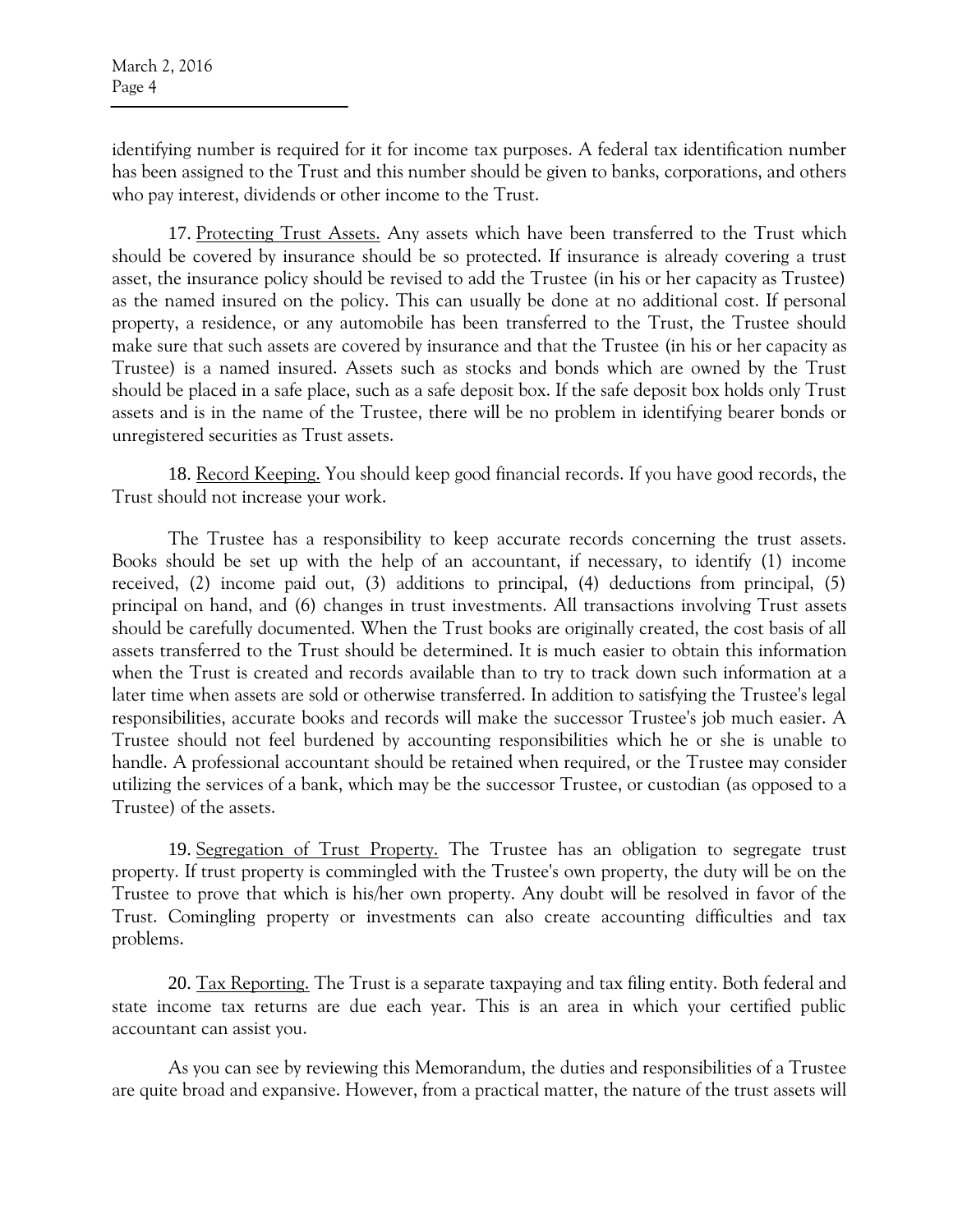identifying number is required for it for income tax purposes. A federal tax identification number has been assigned to the Trust and this number should be given to banks, corporations, and others who pay interest, dividends or other income to the Trust.

17. Protecting Trust Assets. Any assets which have been transferred to the Trust which should be covered by insurance should be so protected. If insurance is already covering a trust asset, the insurance policy should be revised to add the Trustee (in his or her capacity as Trustee) as the named insured on the policy. This can usually be done at no additional cost. If personal property, a residence, or any automobile has been transferred to the Trust, the Trustee should make sure that such assets are covered by insurance and that the Trustee (in his or her capacity as Trustee) is a named insured. Assets such as stocks and bonds which are owned by the Trust should be placed in a safe place, such as a safe deposit box. If the safe deposit box holds only Trust assets and is in the name of the Trustee, there will be no problem in identifying bearer bonds or unregistered securities as Trust assets.

18. Record Keeping. You should keep good financial records. If you have good records, the Trust should not increase your work.

The Trustee has a responsibility to keep accurate records concerning the trust assets. Books should be set up with the help of an accountant, if necessary, to identify (1) income received, (2) income paid out, (3) additions to principal, (4) deductions from principal, (5) principal on hand, and (6) changes in trust investments. All transactions involving Trust assets should be carefully documented. When the Trust books are originally created, the cost basis of all assets transferred to the Trust should be determined. It is much easier to obtain this information when the Trust is created and records available than to try to track down such information at a later time when assets are sold or otherwise transferred. In addition to satisfying the Trustee's legal responsibilities, accurate books and records will make the successor Trustee's job much easier. A Trustee should not feel burdened by accounting responsibilities which he or she is unable to handle. A professional accountant should be retained when required, or the Trustee may consider utilizing the services of a bank, which may be the successor Trustee, or custodian (as opposed to a Trustee) of the assets.

19. Segregation of Trust Property. The Trustee has an obligation to segregate trust property. If trust property is commingled with the Trustee's own property, the duty will be on the Trustee to prove that which is his/her own property. Any doubt will be resolved in favor of the Trust. Comingling property or investments can also create accounting difficulties and tax problems.

20. Tax Reporting. The Trust is a separate taxpaying and tax filing entity. Both federal and state income tax returns are due each year. This is an area in which your certified public accountant can assist you.

As you can see by reviewing this Memorandum, the duties and responsibilities of a Trustee are quite broad and expansive. However, from a practical matter, the nature of the trust assets will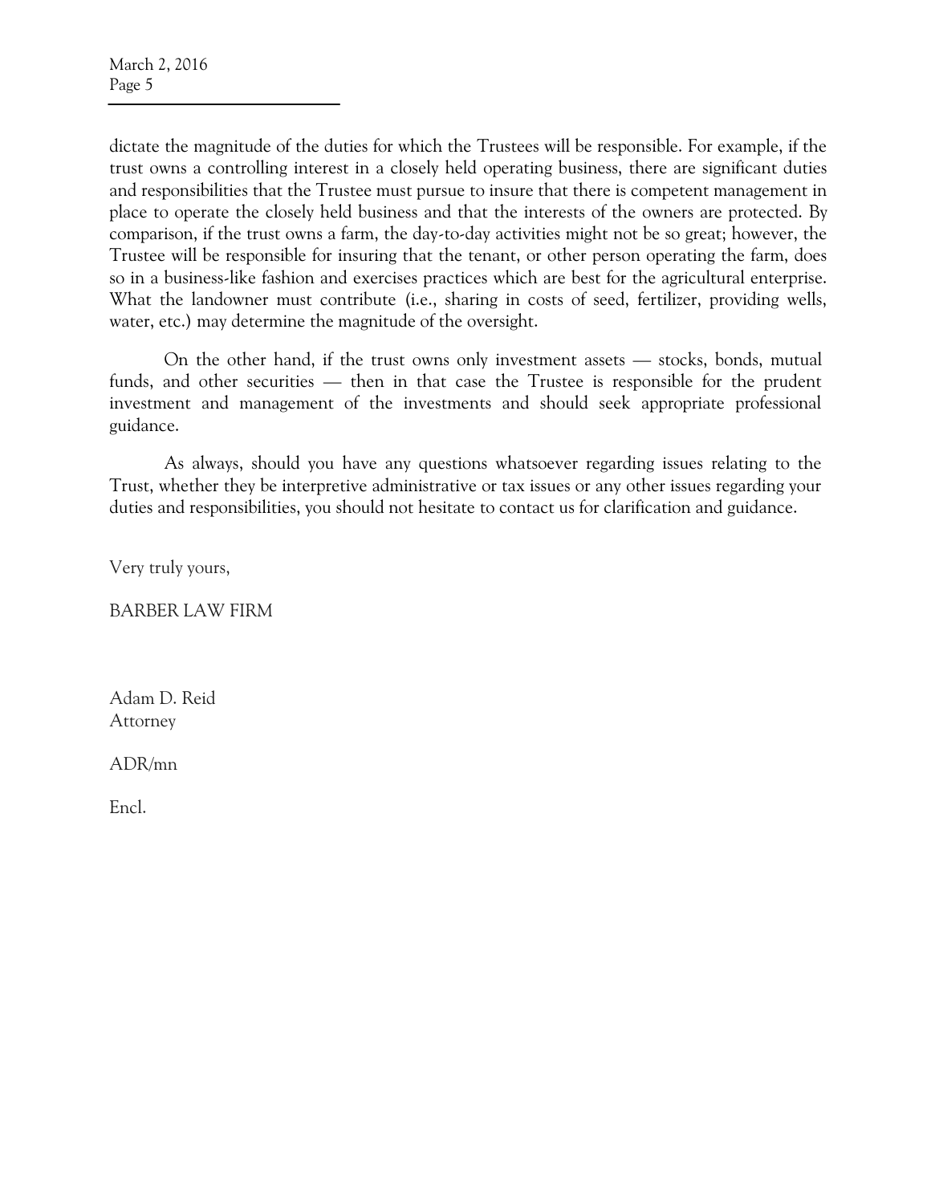dictate the magnitude of the duties for which the Trustees will be responsible. For example, if the trust owns a controlling interest in a closely held operating business, there are significant duties and responsibilities that the Trustee must pursue to insure that there is competent management in place to operate the closely held business and that the interests of the owners are protected. By comparison, if the trust owns a farm, the day-to-day activities might not be so great; however, the Trustee will be responsible for insuring that the tenant, or other person operating the farm, does so in a business-like fashion and exercises practices which are best for the agricultural enterprise. What the landowner must contribute (i.e., sharing in costs of seed, fertilizer, providing wells, water, etc.) may determine the magnitude of the oversight.

On the other hand, if the trust owns only investment assets — stocks, bonds, mutual funds, and other securities — then in that case the Trustee is responsible for the prudent investment and management of the investments and should seek appropriate professional guidance.

As always, should you have any questions whatsoever regarding issues relating to the Trust, whether they be interpretive administrative or tax issues or any other issues regarding your duties and responsibilities, you should not hesitate to contact us for clarification and guidance.

Very truly yours,

BARBER LAW FIRM

Adam D. Reid
Attorney

ADR/mn

Encl.